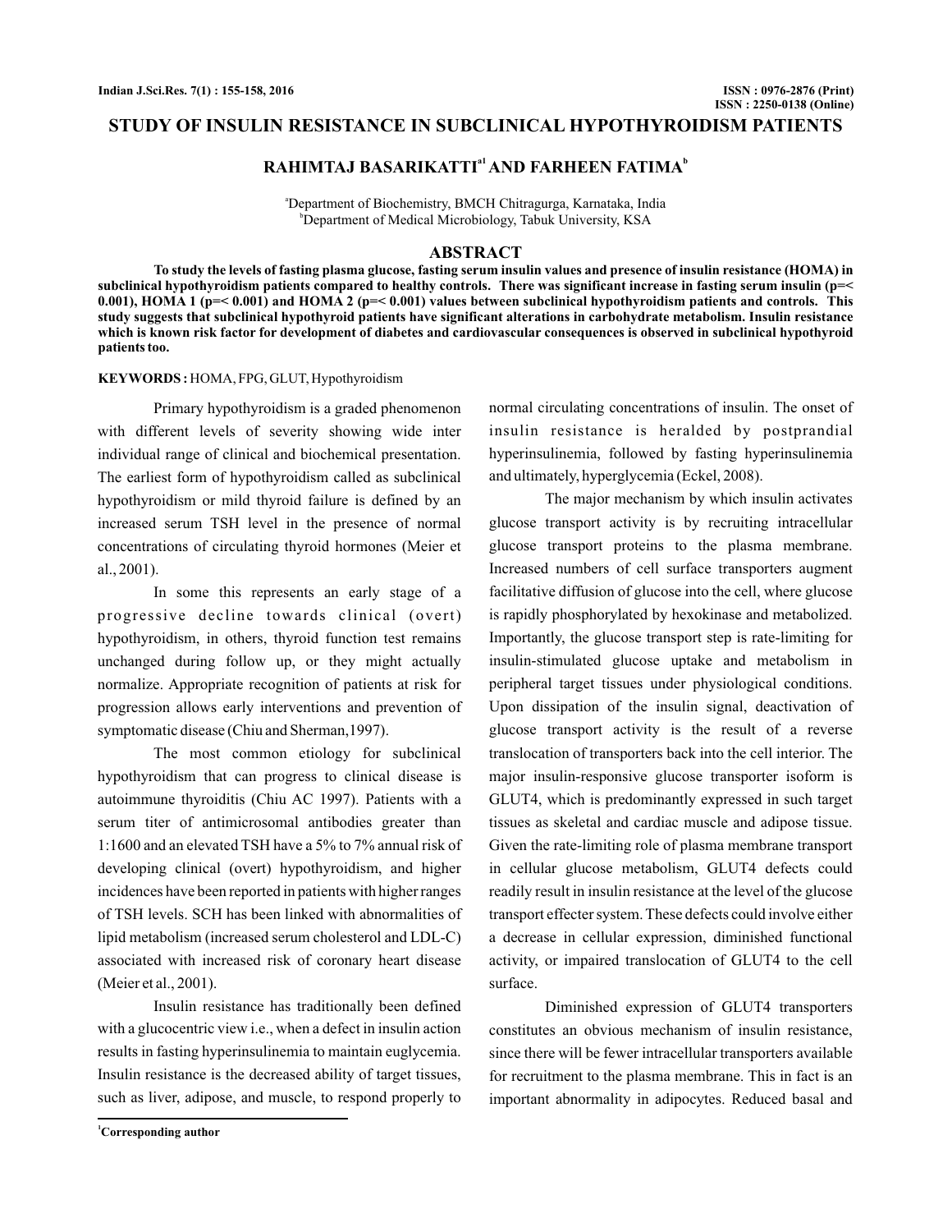# STUDY OF INSULIN RESISTANCE IN SUBCLINICAL HYPOTHYROIDISM PATIENTS

**RAHIMTAJ BASARIKATTI[a1] AND FARHEEN FATIMA[b]**

[a]Department of Biochemistry, BMCH Chitragurga, Karnataka, India
[b]Department of Medical Microbiology, Tabuk University, KSA

## ABSTRACT

**To study the levels of fasting plasma glucose, fasting serum insulin values and presence of insulin resistance (HOMA) in subclinical hypothyroidism patients compared to healthy controls. There was significant increase in fasting serum insulin (p=< 0.001), HOMA 1 (p=< 0.001) and HOMA 2 (p=< 0.001) values between subclinical hypothyroidism patients and controls. This study suggests that subclinical hypothyroid patients have significant alterations in carbohydrate metabolism. Insulin resistance which is known risk factor for development of diabetes and cardiovascular consequences is observed in subclinical hypothyroid patients too.**

**KEYWORDS :** HOMA, FPG, GLUT, Hypothyroidism

Primary hypothyroidism is a graded phenomenon with different levels of severity showing wide inter individual range of clinical and biochemical presentation. The earliest form of hypothyroidism called as subclinical hypothyroidism or mild thyroid failure is defined by an increased serum TSH level in the presence of normal concentrations of circulating thyroid hormones (Meier et al., 2001).

In some this represents an early stage of a progressive decline towards clinical (overt) hypothyroidism, in others, thyroid function test remains unchanged during follow up, or they might actually normalize. Appropriate recognition of patients at risk for progression allows early interventions and prevention of symptomatic disease (Chiu and Sherman,1997).

The most common etiology for subclinical hypothyroidism that can progress to clinical disease is autoimmune thyroiditis (Chiu AC 1997). Patients with a serum titer of antimicrosomal antibodies greater than 1:1600 and an elevated TSH have a 5% to 7% annual risk of developing clinical (overt) hypothyroidism, and higher incidences have been reported in patients with higher ranges of TSH levels. SCH has been linked with abnormalities of lipid metabolism (increased serum cholesterol and LDL-C) associated with increased risk of coronary heart disease (Meier et al., 2001).

Insulin resistance has traditionally been defined with a glucocentric view i.e., when a defect in insulin action results in fasting hyperinsulinemia to maintain euglycemia. Insulin resistance is the decreased ability of target tissues, such as liver, adipose, and muscle, to respond properly to normal circulating concentrations of insulin. The onset of insulin resistance is heralded by postprandial hyperinsulinemia, followed by fasting hyperinsulinemia and ultimately, hyperglycemia (Eckel, 2008).

The major mechanism by which insulin activates glucose transport activity is by recruiting intracellular glucose transport proteins to the plasma membrane. Increased numbers of cell surface transporters augment facilitative diffusion of glucose into the cell, where glucose is rapidly phosphorylated by hexokinase and metabolized. Importantly, the glucose transport step is rate-limiting for insulin-stimulated glucose uptake and metabolism in peripheral target tissues under physiological conditions. Upon dissipation of the insulin signal, deactivation of glucose transport activity is the result of a reverse translocation of transporters back into the cell interior. The major insulin-responsive glucose transporter isoform is GLUT4, which is predominantly expressed in such target tissues as skeletal and cardiac muscle and adipose tissue. Given the rate-limiting role of plasma membrane transport in cellular glucose metabolism, GLUT4 defects could readily result in insulin resistance at the level of the glucose transport effecter system. These defects could involve either a decrease in cellular expression, diminished functional activity, or impaired translocation of GLUT4 to the cell surface.

Diminished expression of GLUT4 transporters constitutes an obvious mechanism of insulin resistance, since there will be fewer intracellular transporters available for recruitment to the plasma membrane. This in fact is an important abnormality in adipocytes. Reduced basal and

[1]**Corresponding author**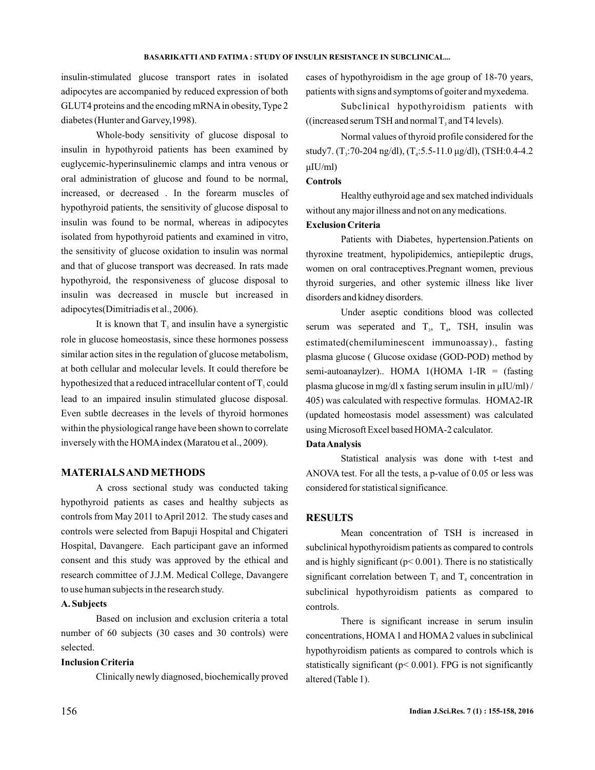insulin-stimulated glucose transport rates in isolated adipocytes are accompanied by reduced expression of both GLUT4 proteins and the encoding mRNA in obesity, Type 2 diabetes (Hunter and Garvey,1998).

Whole-body sensitivity of glucose disposal to insulin in hypothyroid patients has been examined by euglycemic-hyperinsulinemic clamps and intra venous or oral administration of glucose and found to be normal, increased, or decreased . In the forearm muscles of hypothyroid patients, the sensitivity of glucose disposal to insulin was found to be normal, whereas in adipocytes isolated from hypothyroid patients and examined in vitro, the sensitivity of glucose oxidation to insulin was normal and that of glucose transport was decreased. In rats made hypothyroid, the responsiveness of glucose disposal to insulin was decreased in muscle but increased in adipocytes(Dimitriadis et al., 2006).

It is known that $T_3$ and insulin have a synergistic role in glucose homeostasis, since these hormones possess similar action sites in the regulation of glucose metabolism, at both cellular and molecular levels. It could therefore be hypothesized that a reduced intracellular content of $T_3$ could lead to an impaired insulin stimulated glucose disposal. Even subtle decreases in the levels of thyroid hormones within the physiological range have been shown to correlate inversely with the HOMA index (Maratou et al., 2009).

## MATERIALS AND METHODS

A cross sectional study was conducted taking hypothyroid patients as cases and healthy subjects as controls from May 2011 to April 2012. The study cases and controls were selected from Bapuji Hospital and Chigateri Hospital, Davangere. Each participant gave an informed consent and this study was approved by the ethical and research committee of J.J.M. Medical College, Davangere to use human subjects in the research study.

### A. Subjects

Based on inclusion and exclusion criteria a total number of 60 subjects (30 cases and 30 controls) were selected.

### Inclusion Criteria

Clinically newly diagnosed, biochemically proved cases of hypothyroidism in the age group of 18-70 years, patients with signs and symptoms of goiter and myxedema.

Subclinical hypothyroidism patients with ((increased serum TSH and normal $T_3$ and T4 levels).

Normal values of thyroid profile considered for the study7. ($T_3$:70-204 ng/dl), ($T_4$:5.5-11.0 μg/dl), (TSH:0.4-4.2 μIU/ml)

### Controls

Healthy euthyroid age and sex matched individuals without any major illness and not on any medications.

### Exclusion Criteria

Patients with Diabetes, hypertension.Patients on thyroxine treatment, hypolipidemics, antiepileptic drugs, women on oral contraceptives.Pregnant women, previous thyroid surgeries, and other systemic illness like liver disorders and kidney disorders.

Under aseptic conditions blood was collected serum was seperated and $T_3$, $T_4$, TSH, insulin was estimated(chemiluminescent immunoassay)., fasting plasma glucose ( Glucose oxidase (GOD-POD) method by semi-autoanaylzer).. HOMA 1(HOMA 1-IR = (fasting plasma glucose in mg/dl x fasting serum insulin in μIU/ml) / 405) was calculated with respective formulas. HOMA2-IR (updated homeostasis model assessment) was calculated using Microsoft Excel based HOMA-2 calculator.

### Data Analysis

Statistical analysis was done with t-test and ANOVA test. For all the tests, a p-value of 0.05 or less was considered for statistical significance.

## RESULTS

Mean concentration of TSH is increased in subclinical hypothyroidism patients as compared to controls and is highly significant ($p < 0.001$). There is no statistically significant correlation between $T_3$ and $T_4$ concentration in subclinical hypothyroidism patients as compared to controls.

There is significant increase in serum insulin concentrations, HOMA 1 and HOMA 2 values in subclinical hypothyroidism patients as compared to controls which is statistically significant ($p < 0.001$). FPG is not significantly altered (Table 1).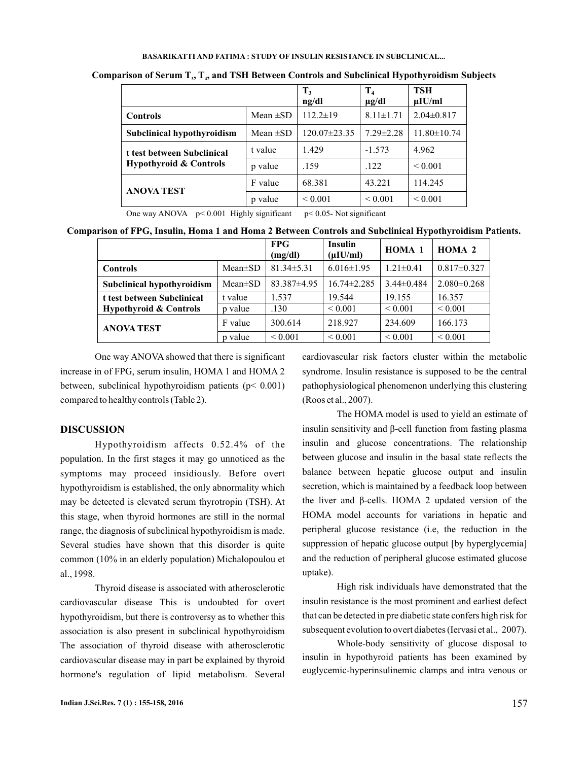**Comparison of Serum $T_3$, $T_4$, and TSH Between Controls and Subclinical Hypothyroidism Subjects**

| | | $T_3$ ng/dl | $T_4$ µg/dl | TSH µIU/ml |
|---|---|---|---|---|
| **Controls** | Mean ±SD | 112.2±19 | 8.11±1.71 | 2.04±0.817 |
| **Subclinical hypothyroidism** | Mean ±SD | 120.07±23.35 | 7.29±2.28 | 11.80±10.74 |
| **t test between Subclinical Hypothyroid & Controls** | t value | 1.429 | -1.573 | 4.962 |
| | p value | .159 | .122 | < 0.001 |
| **ANOVA TEST** | F value | 68.381 | 43.221 | 114.245 |
| | p value | < 0.001 | < 0.001 | < 0.001 |

One way ANOVA $p< 0.001$ Highly significant $p< 0.05$- Not significant

**Comparison of FPG, Insulin, Homa 1 and Homa 2 Between Controls and Subclinical Hypothyroidism Patients.**

| | | FPG (mg/dl) | Insulin (µIU/ml) | HOMA 1 | HOMA 2 |
|---|---|---|---|---|---|
| **Controls** | Mean±SD | 81.34±5.31 | 6.016±1.95 | 1.21±0.41 | 0.817±0.327 |
| **Subclinical hypothyroidism** | Mean±SD | 83.387±4.95 | 16.74±2.285 | 3.44±0.484 | 2.080±0.268 |
| **t test between Subclinical Hypothyroid & Controls** | t value | 1.537 | 19.544 | 19.155 | 16.357 |
| | p value | .130 | < 0.001 | < 0.001 | < 0.001 |
| **ANOVA TEST** | F value | 300.614 | 218.927 | 234.609 | 166.173 |
| | p value | < 0.001 | < 0.001 | < 0.001 | < 0.001 |

One way ANOVA showed that there is significant increase in of FPG, serum insulin, HOMA 1 and HOMA 2 between, subclinical hypothyroidism patients ($p< 0.001$) compared to healthy controls (Table 2).

## DISCUSSION

Hypothyroidism affects 0.52.4% of the population. In the first stages it may go unnoticed as the symptoms may proceed insidiously. Before overt hypothyroidism is established, the only abnormality which may be detected is elevated serum thyrotropin (TSH). At this stage, when thyroid hormones are still in the normal range, the diagnosis of subclinical hypothyroidism is made. Several studies have shown that this disorder is quite common (10% in an elderly population) Michalopoulou et al., 1998.

Thyroid disease is associated with atherosclerotic cardiovascular disease This is undoubted for overt hypothyroidism, but there is controversy as to whether this association is also present in subclinical hypothyroidism The association of thyroid disease with atherosclerotic cardiovascular disease may in part be explained by thyroid hormone's regulation of lipid metabolism. Several cardiovascular risk factors cluster within the metabolic syndrome. Insulin resistance is supposed to be the central pathophysiological phenomenon underlying this clustering (Roos et al., 2007).

The HOMA model is used to yield an estimate of insulin sensitivity and β-cell function from fasting plasma insulin and glucose concentrations. The relationship between glucose and insulin in the basal state reflects the balance between hepatic glucose output and insulin secretion, which is maintained by a feedback loop between the liver and β-cells. HOMA 2 updated version of the HOMA model accounts for variations in hepatic and peripheral glucose resistance (i.e, the reduction in the suppression of hepatic glucose output [by hyperglycemia] and the reduction of peripheral glucose estimated glucose uptake).

High risk individuals have demonstrated that the insulin resistance is the most prominent and earliest defect that can be detected in pre diabetic state confers high risk for subsequent evolution to overt diabetes (Iervasi et al., 2007).

Whole-body sensitivity of glucose disposal to insulin in hypothyroid patients has been examined by euglycemic-hyperinsulinemic clamps and intra venous or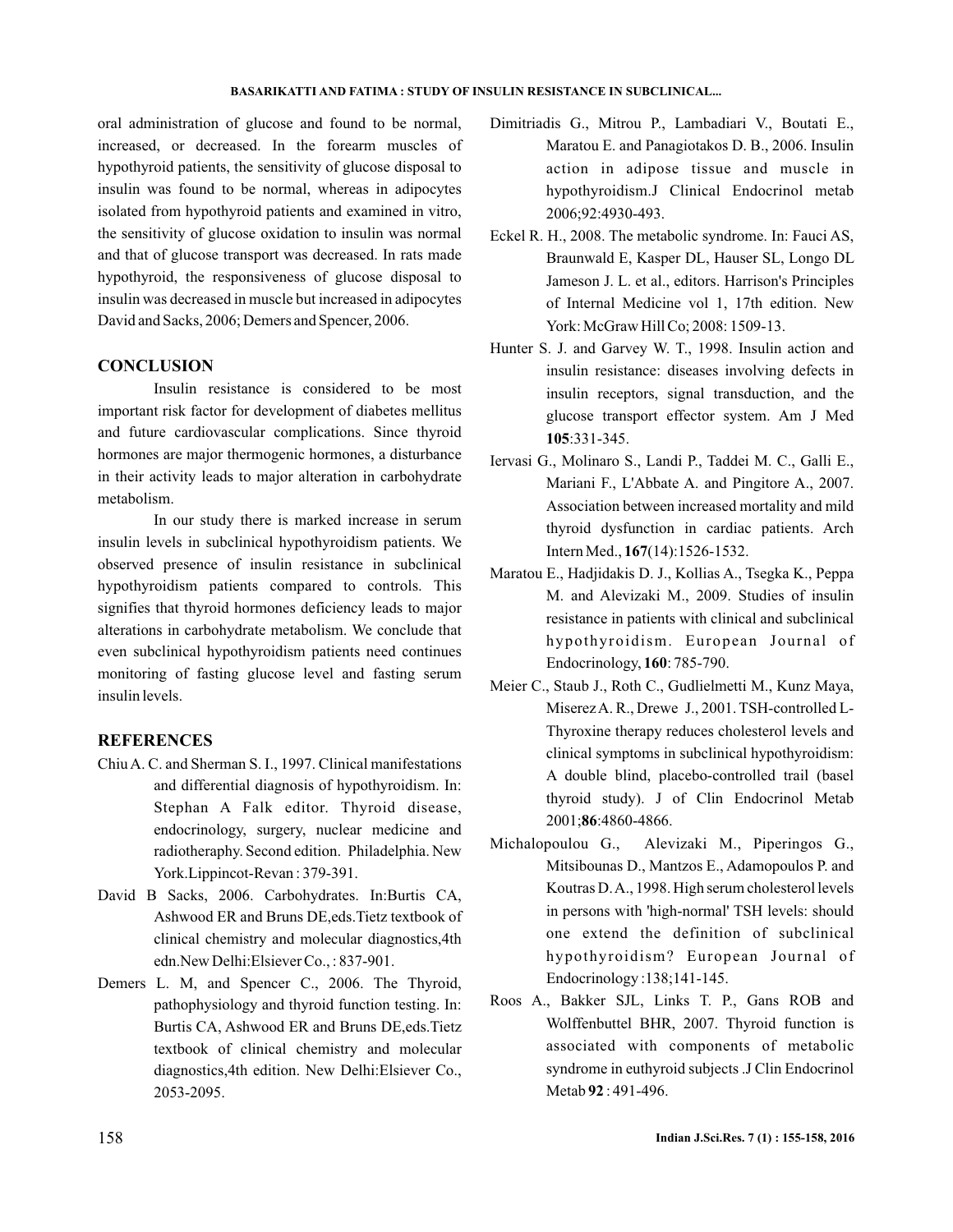oral administration of glucose and found to be normal, increased, or decreased. In the forearm muscles of hypothyroid patients, the sensitivity of glucose disposal to insulin was found to be normal, whereas in adipocytes isolated from hypothyroid patients and examined in vitro, the sensitivity of glucose oxidation to insulin was normal and that of glucose transport was decreased. In rats made hypothyroid, the responsiveness of glucose disposal to insulin was decreased in muscle but increased in adipocytes David and Sacks, 2006; Demers and Spencer, 2006.

## CONCLUSION

Insulin resistance is considered to be most important risk factor for development of diabetes mellitus and future cardiovascular complications. Since thyroid hormones are major thermogenic hormones, a disturbance in their activity leads to major alteration in carbohydrate metabolism.

In our study there is marked increase in serum insulin levels in subclinical hypothyroidism patients. We observed presence of insulin resistance in subclinical hypothyroidism patients compared to controls. This signifies that thyroid hormones deficiency leads to major alterations in carbohydrate metabolism. We conclude that even subclinical hypothyroidism patients need continues monitoring of fasting glucose level and fasting serum insulin levels.

## REFERENCES

Chiu A. C. and Sherman S. I., 1997. Clinical manifestations and differential diagnosis of hypothyroidism. In: Stephan A Falk editor. Thyroid disease, endocrinology, surgery, nuclear medicine and radiotheraphy. Second edition. Philadelphia. New York.Lippincot-Revan : 379-391.

David B Sacks, 2006. Carbohydrates. In:Burtis CA, Ashwood ER and Bruns DE,eds.Tietz textbook of clinical chemistry and molecular diagnostics,4th edn.New Delhi:Elsiever Co., : 837-901.

Demers L. M, and Spencer C., 2006. The Thyroid, pathophysiology and thyroid function testing. In: Burtis CA, Ashwood ER and Bruns DE,eds.Tietz textbook of clinical chemistry and molecular diagnostics,4th edition. New Delhi:Elsiever Co., 2053-2095.

Dimitriadis G., Mitrou P., Lambadiari V., Boutati E., Maratou E. and Panagiotakos D. B., 2006. Insulin action in adipose tissue and muscle in hypothyroidism.J Clinical Endocrinol metab 2006;92:4930-493.

Eckel R. H., 2008. The metabolic syndrome. In: Fauci AS, Braunwald E, Kasper DL, Hauser SL, Longo DL Jameson J. L. et al., editors. Harrison's Principles of Internal Medicine vol 1, 17th edition. New York: McGraw Hill Co; 2008: 1509-13.

Hunter S. J. and Garvey W. T., 1998. Insulin action and insulin resistance: diseases involving defects in insulin receptors, signal transduction, and the glucose transport effector system. Am J Med **105**:331-345.

Iervasi G., Molinaro S., Landi P., Taddei M. C., Galli E., Mariani F., L'Abbate A. and Pingitore A., 2007. Association between increased mortality and mild thyroid dysfunction in cardiac patients. Arch Intern Med., **167**(14):1526-1532.

Maratou E., Hadjidakis D. J., Kollias A., Tsegka K., Peppa M. and Alevizaki M., 2009. Studies of insulin resistance in patients with clinical and subclinical hypothyroidism. European Journal of Endocrinology, **160**: 785-790.

Meier C., Staub J., Roth C., Gudlielmetti M., Kunz Maya, Miserez A. R., Drewe J., 2001. TSH-controlled L-Thyroxine therapy reduces cholesterol levels and clinical symptoms in subclinical hypothyroidism: A double blind, placebo-controlled trail (basel thyroid study). J of Clin Endocrinol Metab 2001;**86**:4860-4866.

Michalopoulou G., Alevizaki M., Piperingos G., Mitsibounas D., Mantzos E., Adamopoulos P. and Koutras D. A., 1998. High serum cholesterol levels in persons with 'high-normal' TSH levels: should one extend the definition of subclinical hypothyroidism? European Journal of Endocrinology :138;141-145.

Roos A., Bakker SJL, Links T. P., Gans ROB and Wolffenbuttel BHR, 2007. Thyroid function is associated with components of metabolic syndrome in euthyroid subjects .J Clin Endocrinol Metab **92** : 491-496.